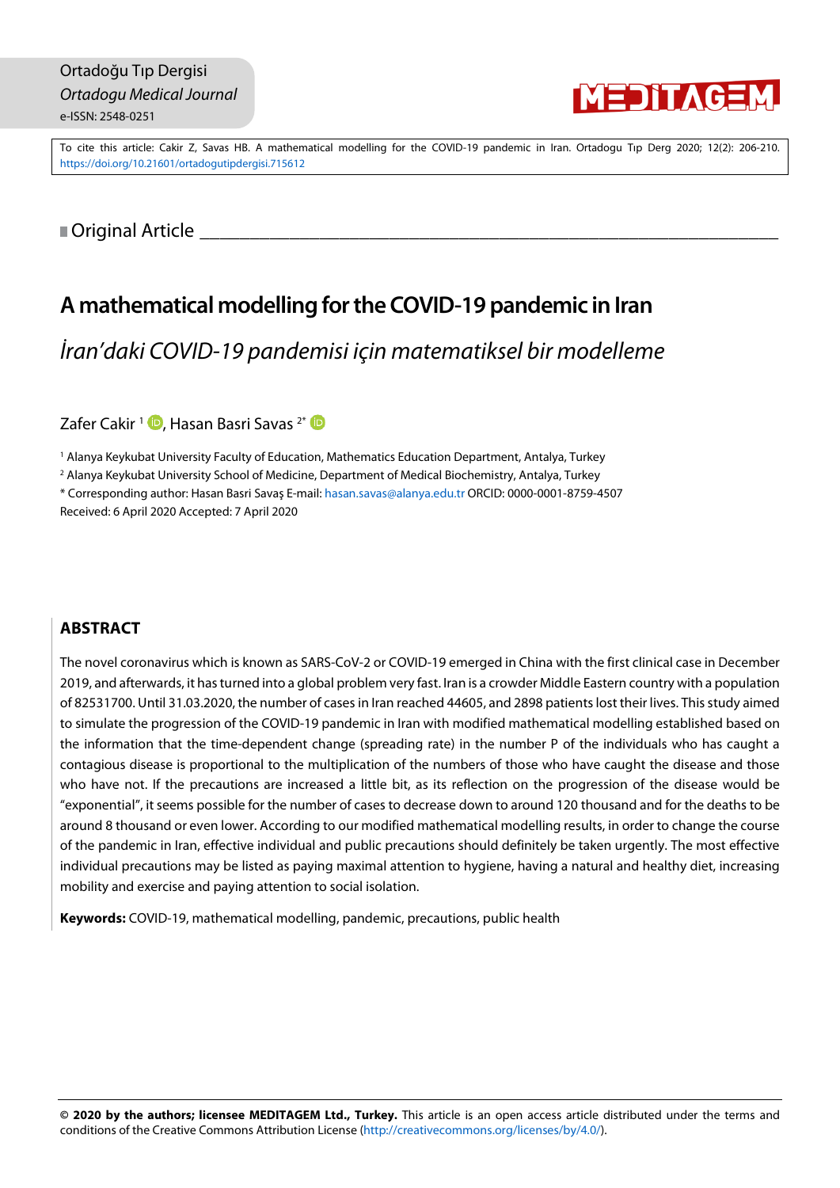Ortadoğu Tıp Dergisi
*Ortadogu Medical Journal*
e-ISSN: 2548-0251

To cite this article: Cakir Z, Savas HB. A mathematical modelling for the COVID-19 pandemic in Iran. Ortadogu Tıp Derg 2020; 12(2): 206-210. https://doi.org/10.21601/ortadogutipdergisi.715612

Original Article

# A mathematical modelling for the COVID-19 pandemic in Iran

## *İran'daki COVID-19 pandemisi için matematiksel bir modelleme*

Zafer Cakir [1], Hasan Basri Savas [2*]

[1] Alanya Keykubat University Faculty of Education, Mathematics Education Department, Antalya, Turkey

[2] Alanya Keykubat University School of Medicine, Department of Medical Biochemistry, Antalya, Turkey

* Corresponding author: Hasan Basri Savaş E-mail: hasan.savas@alanya.edu.tr ORCID: 0000-0001-8759-4507

Received: 6 April 2020 Accepted: 7 April 2020

## ABSTRACT

The novel coronavirus which is known as SARS-CoV-2 or COVID-19 emerged in China with the first clinical case in December 2019, and afterwards, it has turned into a global problem very fast. Iran is a crowder Middle Eastern country with a population of 82531700. Until 31.03.2020, the number of cases in Iran reached 44605, and 2898 patients lost their lives. This study aimed to simulate the progression of the COVID-19 pandemic in Iran with modified mathematical modelling established based on the information that the time-dependent change (spreading rate) in the number P of the individuals who has caught a contagious disease is proportional to the multiplication of the numbers of those who have caught the disease and those who have not. If the precautions are increased a little bit, as its reflection on the progression of the disease would be "exponential", it seems possible for the number of cases to decrease down to around 120 thousand and for the deaths to be around 8 thousand or even lower. According to our modified mathematical modelling results, in order to change the course of the pandemic in Iran, effective individual and public precautions should definitely be taken urgently. The most effective individual precautions may be listed as paying maximal attention to hygiene, having a natural and healthy diet, increasing mobility and exercise and paying attention to social isolation.

**Keywords:** COVID-19, mathematical modelling, pandemic, precautions, public health

**© 2020 by the authors; licensee MEDITAGEM Ltd., Turkey.** This article is an open access article distributed under the terms and conditions of the Creative Commons Attribution License (http://creativecommons.org/licenses/by/4.0/).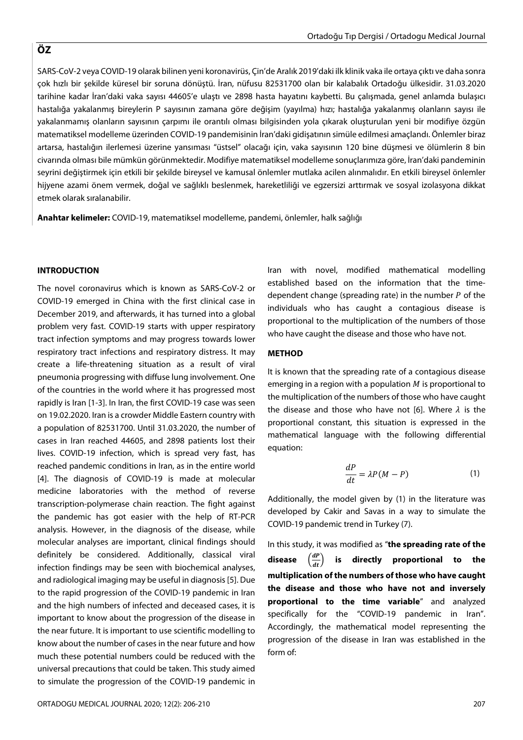## ÖZ

SARS-CoV-2 veya COVID-19 olarak bilinen yeni koronavirüs, Çin'de Aralık 2019'daki ilk klinik vaka ile ortaya çıktı ve daha sonra çok hızlı bir şekilde küresel bir soruna dönüştü. İran, nüfusu 82531700 olan bir kalabalık Ortadoğu ülkesidir. 31.03.2020 tarihine kadar İran'daki vaka sayısı 44605'e ulaştı ve 2898 hasta hayatını kaybetti. Bu çalışmada, genel anlamda bulaşıcı hastalığa yakalanmış bireylerin P sayısının zamana göre değişim (yayılma) hızı; hastalığa yakalanmış olanların sayısı ile yakalanmamış olanların sayısının çarpımı ile orantılı olması bilgisinden yola çıkarak oluşturulan yeni bir modifiye özgün matematiksel modelleme üzerinden COVID-19 pandemisinin İran'daki gidişatının simüle edilmesi amaçlandı. Önlemler biraz artarsa, hastalığın ilerlemesi üzerine yansıması "üstsel" olacağı için, vaka sayısının 120 bine düşmesi ve ölümlerin 8 bin civarında olması bile mümkün görünmektedir. Modifiye matematiksel modelleme sonuçlarımıza göre, İran'daki pandeminin seyrini değiştirmek için etkili bir şekilde bireysel ve kamusal önlemler mutlaka acilen alınmalıdır. En etkili bireysel önlemler hijyene azami önem vermek, doğal ve sağlıklı beslenmek, hareketliliği ve egzersizi arttırmak ve sosyal izolasyona dikkat etmek olarak sıralanabilir.

**Anahtar kelimeler:** COVID-19, matematiksel modelleme, pandemi, önlemler, halk sağlığı

### INTRODUCTION

The novel coronavirus which is known as SARS-CoV-2 or COVID-19 emerged in China with the first clinical case in December 2019, and afterwards, it has turned into a global problem very fast. COVID-19 starts with upper respiratory tract infection symptoms and may progress towards lower respiratory tract infections and respiratory distress. It may create a life-threatening situation as a result of viral pneumonia progressing with diffuse lung involvement. One of the countries in the world where it has progressed most rapidly is Iran [1-3]. In Iran, the first COVID-19 case was seen on 19.02.2020. Iran is a crowder Middle Eastern country with a population of 82531700. Until 31.03.2020, the number of cases in Iran reached 44605, and 2898 patients lost their lives. COVID-19 infection, which is spread very fast, has reached pandemic conditions in Iran, as in the entire world [4]. The diagnosis of COVID-19 is made at molecular medicine laboratories with the method of reverse transcription-polymerase chain reaction. The fight against the pandemic has got easier with the help of RT-PCR analysis. However, in the diagnosis of the disease, while molecular analyses are important, clinical findings should definitely be considered. Additionally, classical viral infection findings may be seen with biochemical analyses, and radiological imaging may be useful in diagnosis [5]. Due to the rapid progression of the COVID-19 pandemic in Iran and the high numbers of infected and deceased cases, it is important to know about the progression of the disease in the near future. It is important to use scientific modelling to know about the number of cases in the near future and how much these potential numbers could be reduced with the universal precautions that could be taken. This study aimed to simulate the progression of the COVID-19 pandemic in Iran with novel, modified mathematical modelling established based on the information that the time-dependent change (spreading rate) in the number $P$ of the individuals who has caught a contagious disease is proportional to the multiplication of the numbers of those who have caught the disease and those who have not.

### METHOD

It is known that the spreading rate of a contagious disease emerging in a region with a population $M$ is proportional to the multiplication of the numbers of those who have caught the disease and those who have not [6]. Where $\lambda$ is the proportional constant, this situation is expressed in the mathematical language with the following differential equation:

$$\frac{dP}{dt} = \lambda P(M - P) \tag{1}$$

Additionally, the model given by (1) in the literature was developed by Cakir and Savas in a way to simulate the COVID-19 pandemic trend in Turkey (7).

In this study, it was modified as "**the spreading rate of the disease $\left(\frac{dP}{dt}\right)$ is directly proportional to the multiplication of the numbers of those who have caught the disease and those who have not and inversely proportional to the time variable**" and analyzed specifically for the "COVID-19 pandemic in Iran". Accordingly, the mathematical model representing the progression of the disease in Iran was established in the form of: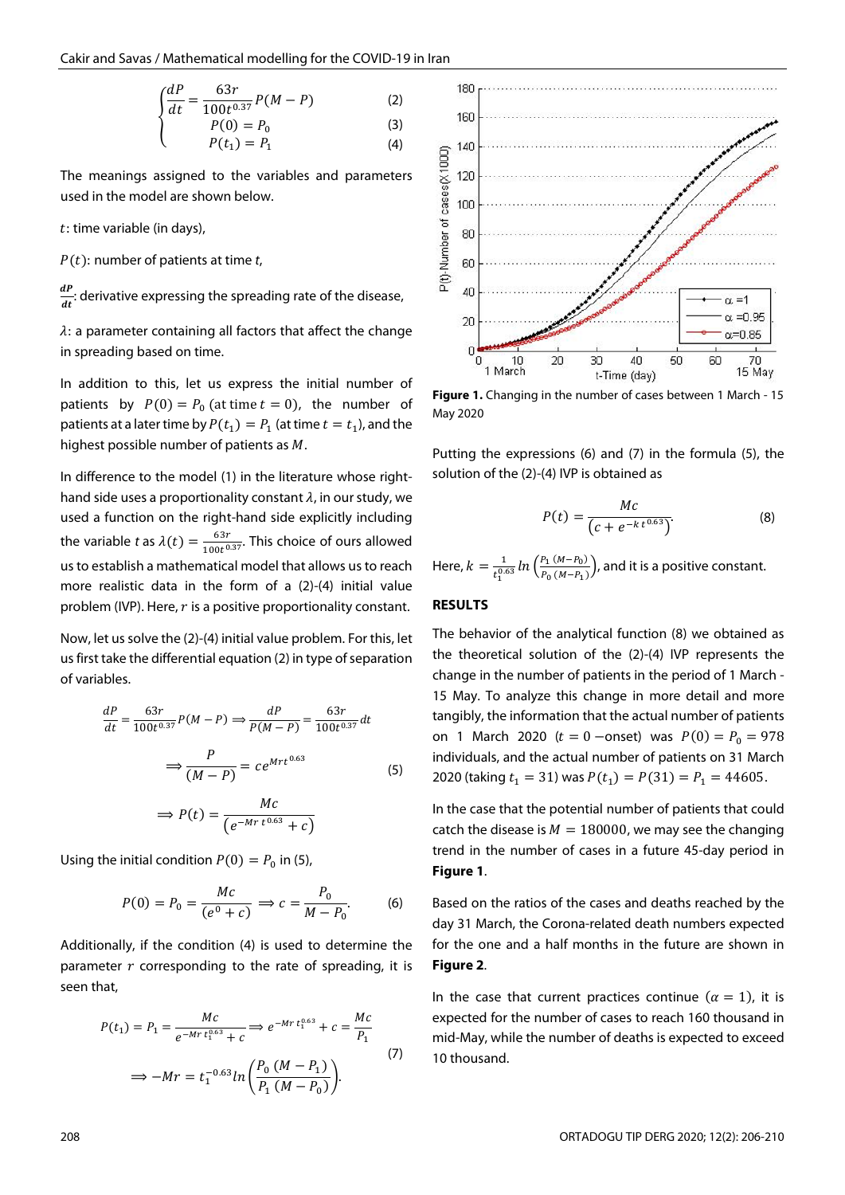$$\begin{cases} \dfrac{dP}{dt} = \dfrac{63r}{100t^{0.37}} P(M-P) & (2) \\ P(0) = P_0 & (3) \\ P(t_1) = P_1 & (4) \end{cases}$$

The meanings assigned to the variables and parameters used in the model are shown below.

$t$: time variable (in days),

$P(t)$: number of patients at time $t$,

$\frac{dP}{dt}$: derivative expressing the spreading rate of the disease,

$\lambda$: a parameter containing all factors that affect the change in spreading based on time.

In addition to this, let us express the initial number of patients by $P(0) = P_0$ (at time $t = 0$), the number of patients at a later time by $P(t_1) = P_1$ (at time $t = t_1$), and the highest possible number of patients as $M$.

In difference to the model (1) in the literature whose right-hand side uses a proportionality constant $\lambda$, in our study, we used a function on the right-hand side explicitly including the variable $t$ as $\lambda(t) = \frac{63r}{100t^{0.37}}$. This choice of ours allowed us to establish a mathematical model that allows us to reach more realistic data in the form of a (2)-(4) initial value problem (IVP). Here, $r$ is a positive proportionality constant.

Now, let us solve the (2)-(4) initial value problem. For this, let us first take the differential equation (2) in type of separation of variables.

$$\frac{dP}{dt} = \frac{63r}{100t^{0.37}} P(M-P) \Rightarrow \frac{dP}{P(M-P)} = \frac{63r}{100t^{0.37}} dt$$

$$\Rightarrow \frac{P}{(M-P)} = ce^{Mrt^{0.63}} \qquad (5)$$

$$\Rightarrow P(t) = \frac{Mc}{\left(e^{-Mr\,t^{0.63}} + c\right)}$$

Using the initial condition $P(0) = P_0$ in (5),

$$P(0) = P_0 = \frac{Mc}{(e^0 + c)} \Rightarrow c = \frac{P_0}{M - P_0}. \qquad (6)$$

Additionally, if the condition (4) is used to determine the parameter $r$ corresponding to the rate of spreading, it is seen that,

$$P(t_1) = P_1 = \frac{Mc}{e^{-Mr\,t_1^{0.63}} + c} \Rightarrow e^{-Mr\,t_1^{0.63}} + c = \frac{Mc}{P_1}$$

$$\Rightarrow -Mr = t_1^{-0.63} ln\left(\frac{P_0\,(M - P_1)}{P_1\,(M - P_0)}\right). \qquad (7)$$

Figure 1. Changing in the number of cases between 1 March - 15 May 2020

Putting the expressions (6) and (7) in the formula (5), the solution of the (2)-(4) IVP is obtained as

$$P(t) = \frac{Mc}{\left(c + e^{-k\,t^{0.63}}\right)}. \qquad (8)$$

Here, $k = \frac{1}{t_1^{0.63}} ln\left(\frac{P_1\,(M-P_0)}{P_0\,(M-P_1)}\right)$, and it is a positive constant.

## RESULTS

The behavior of the analytical function (8) we obtained as the theoretical solution of the (2)-(4) IVP represents the change in the number of patients in the period of 1 March - 15 May. To analyze this change in more detail and more tangibly, the information that the actual number of patients on 1 March 2020 ($t = 0$ −onset) was $P(0) = P_0 = 978$ individuals, and the actual number of patients on 31 March 2020 (taking $t_1 = 31$) was $P(t_1) = P(31) = P_1 = 44605$.

In the case that the potential number of patients that could catch the disease is $M = 180000$, we may see the changing trend in the number of cases in a future 45-day period in **Figure 1**.

Based on the ratios of the cases and deaths reached by the day 31 March, the Corona-related death numbers expected for the one and a half months in the future are shown in **Figure 2**.

In the case that current practices continue ($\alpha = 1$), it is expected for the number of cases to reach 160 thousand in mid-May, while the number of deaths is expected to exceed 10 thousand.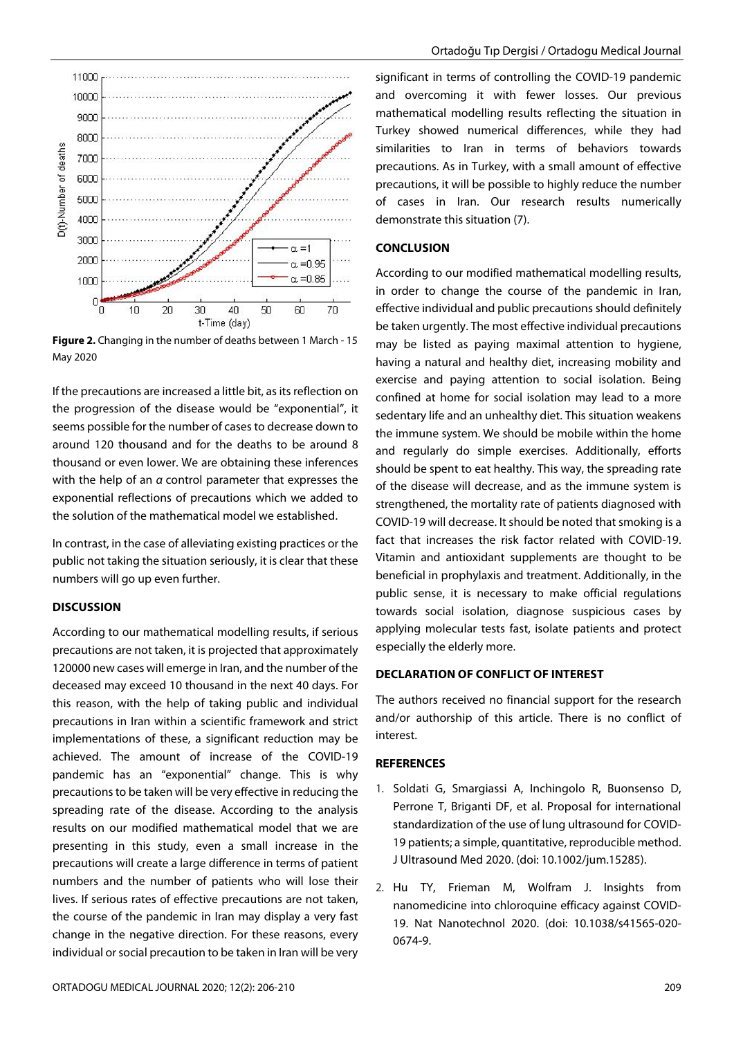**Figure 2.** Changing in the number of deaths between 1 March - 15 May 2020

If the precautions are increased a little bit, as its reflection on the progression of the disease would be "exponential", it seems possible for the number of cases to decrease down to around 120 thousand and for the deaths to be around 8 thousand or even lower. We are obtaining these inferences with the help of an $\alpha$ control parameter that expresses the exponential reflections of precautions which we added to the solution of the mathematical model we established.

In contrast, in the case of alleviating existing practices or the public not taking the situation seriously, it is clear that these numbers will go up even further.

## DISCUSSION

According to our mathematical modelling results, if serious precautions are not taken, it is projected that approximately 120000 new cases will emerge in Iran, and the number of the deceased may exceed 10 thousand in the next 40 days. For this reason, with the help of taking public and individual precautions in Iran within a scientific framework and strict implementations of these, a significant reduction may be achieved. The amount of increase of the COVID-19 pandemic has an "exponential" change. This is why precautions to be taken will be very effective in reducing the spreading rate of the disease. According to the analysis results on our modified mathematical model that we are presenting in this study, even a small increase in the precautions will create a large difference in terms of patient numbers and the number of patients who will lose their lives. If serious rates of effective precautions are not taken, the course of the pandemic in Iran may display a very fast change in the negative direction. For these reasons, every individual or social precaution to be taken in Iran will be very significant in terms of controlling the COVID-19 pandemic and overcoming it with fewer losses. Our previous mathematical modelling results reflecting the situation in Turkey showed numerical differences, while they had similarities to Iran in terms of behaviors towards precautions. As in Turkey, with a small amount of effective precautions, it will be possible to highly reduce the number of cases in Iran. Our research results numerically demonstrate this situation (7).

## CONCLUSION

According to our modified mathematical modelling results, in order to change the course of the pandemic in Iran, effective individual and public precautions should definitely be taken urgently. The most effective individual precautions may be listed as paying maximal attention to hygiene, having a natural and healthy diet, increasing mobility and exercise and paying attention to social isolation. Being confined at home for social isolation may lead to a more sedentary life and an unhealthy diet. This situation weakens the immune system. We should be mobile within the home and regularly do simple exercises. Additionally, efforts should be spent to eat healthy. This way, the spreading rate of the disease will decrease, and as the immune system is strengthened, the mortality rate of patients diagnosed with COVID-19 will decrease. It should be noted that smoking is a fact that increases the risk factor related with COVID-19. Vitamin and antioxidant supplements are thought to be beneficial in prophylaxis and treatment. Additionally, in the public sense, it is necessary to make official regulations towards social isolation, diagnose suspicious cases by applying molecular tests fast, isolate patients and protect especially the elderly more.

## DECLARATION OF CONFLICT OF INTEREST

The authors received no financial support for the research and/or authorship of this article. There is no conflict of interest.

## REFERENCES

1. Soldati G, Smargiassi A, Inchingolo R, Buonsenso D, Perrone T, Briganti DF, et al. Proposal for international standardization of the use of lung ultrasound for COVID-19 patients; a simple, quantitative, reproducible method. J Ultrasound Med 2020. (doi: 10.1002/jum.15285).
2. Hu TY, Frieman M, Wolfram J. Insights from nanomedicine into chloroquine efficacy against COVID-19. Nat Nanotechnol 2020. (doi: 10.1038/s41565-020-0674-9.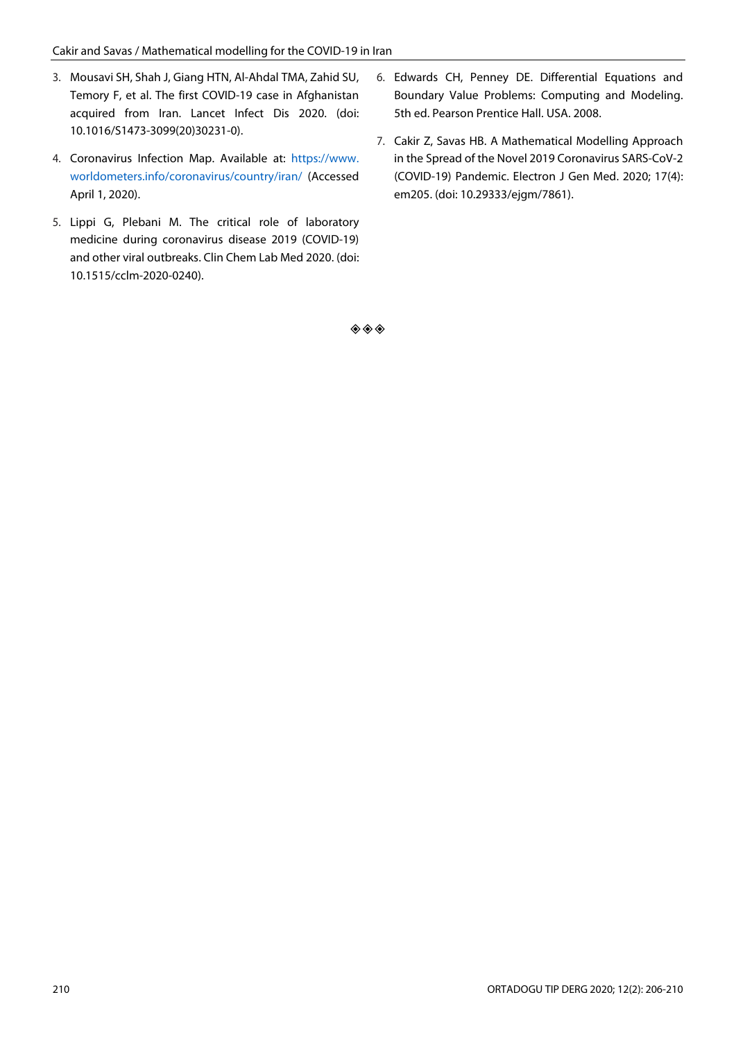3. Mousavi SH, Shah J, Giang HTN, Al-Ahdal TMA, Zahid SU, Temory F, et al. The first COVID-19 case in Afghanistan acquired from Iran. Lancet Infect Dis 2020. (doi: 10.1016/S1473-3099(20)30231-0).

4. Coronavirus Infection Map. Available at: https://www.worldometers.info/coronavirus/country/iran/ (Accessed April 1, 2020).

5. Lippi G, Plebani M. The critical role of laboratory medicine during coronavirus disease 2019 (COVID-19) and other viral outbreaks. Clin Chem Lab Med 2020. (doi: 10.1515/cclm-2020-0240).

6. Edwards CH, Penney DE. Differential Equations and Boundary Value Problems: Computing and Modeling. 5th ed. Pearson Prentice Hall. USA. 2008.

7. Cakir Z, Savas HB. A Mathematical Modelling Approach in the Spread of the Novel 2019 Coronavirus SARS-CoV-2 (COVID-19) Pandemic. Electron J Gen Med. 2020; 17(4): em205. (doi: 10.29333/ejgm/7861).

◈◈◈